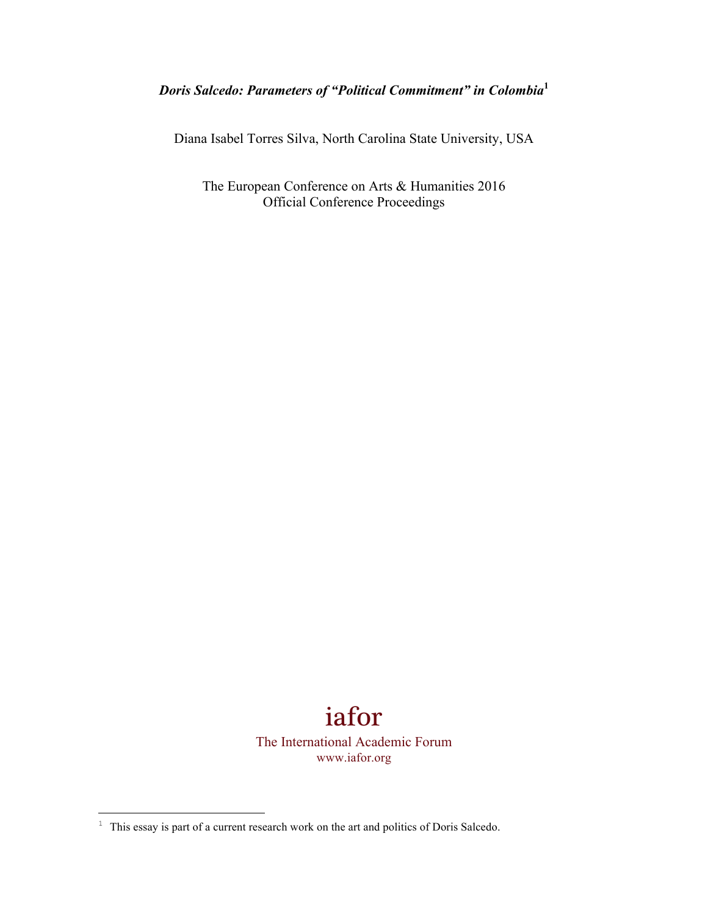# *Doris Salcedo: Parameters of "Political Commitment" in Colombia*[1]

Diana Isabel Torres Silva, North Carolina State University, USA

The European Conference on Arts & Humanities 2016
Official Conference Proceedings

iafor

The International Academic Forum
www.iafor.org

---

[1] This essay is part of a current research work on the art and politics of Doris Salcedo.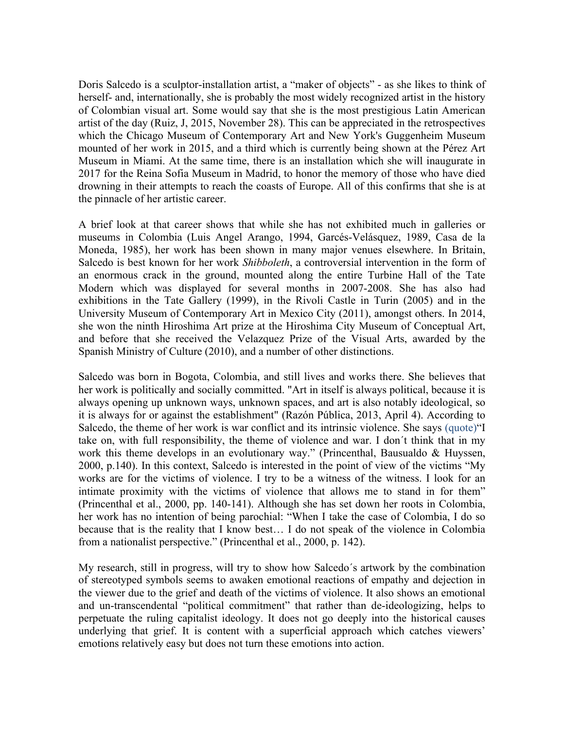Doris Salcedo is a sculptor-installation artist, a "maker of objects" - as she likes to think of herself- and, internationally, she is probably the most widely recognized artist in the history of Colombian visual art. Some would say that she is the most prestigious Latin American artist of the day (Ruiz, J, 2015, November 28). This can be appreciated in the retrospectives which the Chicago Museum of Contemporary Art and New York's Guggenheim Museum mounted of her work in 2015, and a third which is currently being shown at the Pérez Art Museum in Miami. At the same time, there is an installation which she will inaugurate in 2017 for the Reina Sofia Museum in Madrid, to honor the memory of those who have died drowning in their attempts to reach the coasts of Europe. All of this confirms that she is at the pinnacle of her artistic career.

A brief look at that career shows that while she has not exhibited much in galleries or museums in Colombia (Luis Angel Arango, 1994, Garcés-Velásquez, 1989, Casa de la Moneda, 1985), her work has been shown in many major venues elsewhere. In Britain, Salcedo is best known for her work *Shibboleth*, a controversial intervention in the form of an enormous crack in the ground, mounted along the entire Turbine Hall of the Tate Modern which was displayed for several months in 2007-2008. She has also had exhibitions in the Tate Gallery (1999), in the Rivoli Castle in Turin (2005) and in the University Museum of Contemporary Art in Mexico City (2011), amongst others. In 2014, she won the ninth Hiroshima Art prize at the Hiroshima City Museum of Conceptual Art, and before that she received the Velazquez Prize of the Visual Arts, awarded by the Spanish Ministry of Culture (2010), and a number of other distinctions.

Salcedo was born in Bogota, Colombia, and still lives and works there. She believes that her work is politically and socially committed. "Art in itself is always political, because it is always opening up unknown ways, unknown spaces, and art is also notably ideological, so it is always for or against the establishment" (Razón Pública, 2013, April 4). According to Salcedo, the theme of her work is war conflict and its intrinsic violence. She says (quote)"I take on, with full responsibility, the theme of violence and war. I don´t think that in my work this theme develops in an evolutionary way." (Princenthal, Bausualdo & Huyssen, 2000, p.140). In this context, Salcedo is interested in the point of view of the victims "My works are for the victims of violence. I try to be a witness of the witness. I look for an intimate proximity with the victims of violence that allows me to stand in for them" (Princenthal et al., 2000, pp. 140-141). Although she has set down her roots in Colombia, her work has no intention of being parochial: "When I take the case of Colombia, I do so because that is the reality that I know best… I do not speak of the violence in Colombia from a nationalist perspective." (Princenthal et al., 2000, p. 142).

My research, still in progress, will try to show how Salcedo´s artwork by the combination of stereotyped symbols seems to awaken emotional reactions of empathy and dejection in the viewer due to the grief and death of the victims of violence. It also shows an emotional and un-transcendental "political commitment" that rather than de-ideologizing, helps to perpetuate the ruling capitalist ideology. It does not go deeply into the historical causes underlying that grief. It is content with a superficial approach which catches viewers' emotions relatively easy but does not turn these emotions into action.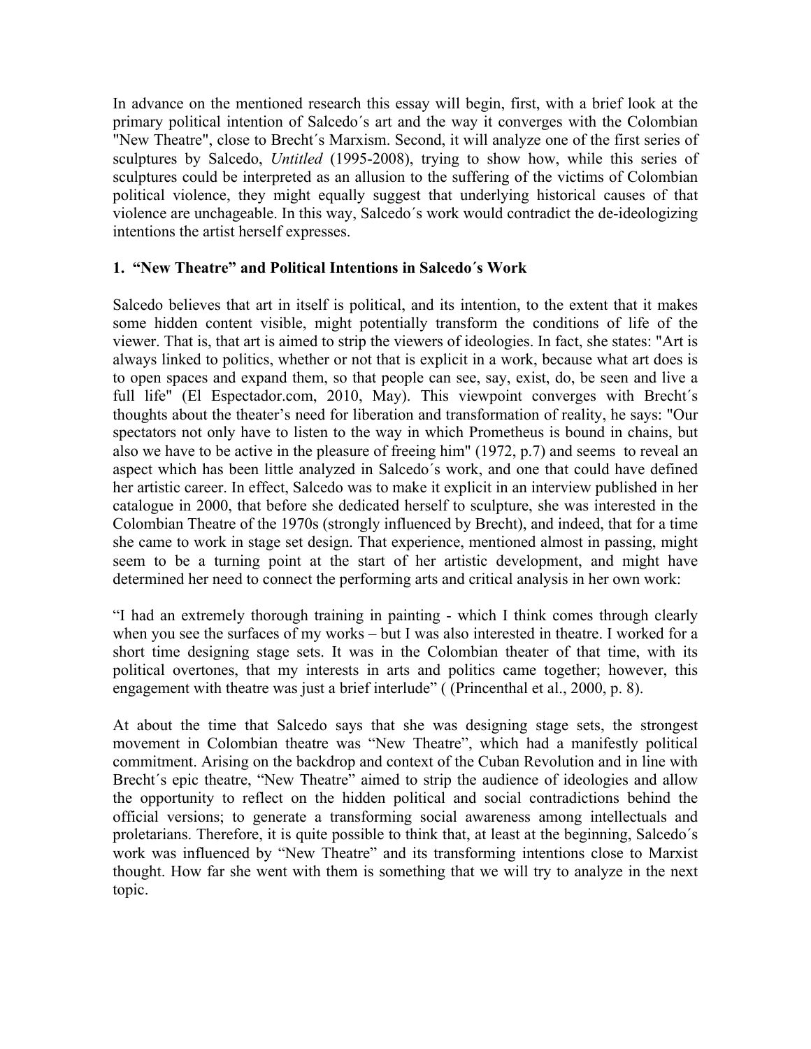In advance on the mentioned research this essay will begin, first, with a brief look at the primary political intention of Salcedo´s art and the way it converges with the Colombian "New Theatre", close to Brecht´s Marxism. Second, it will analyze one of the first series of sculptures by Salcedo, *Untitled* (1995-2008), trying to show how, while this series of sculptures could be interpreted as an allusion to the suffering of the victims of Colombian political violence, they might equally suggest that underlying historical causes of that violence are unchageable. In this way, Salcedo´s work would contradict the de-ideologizing intentions the artist herself expresses.

## 1. "New Theatre" and Political Intentions in Salcedo´s Work

Salcedo believes that art in itself is political, and its intention, to the extent that it makes some hidden content visible, might potentially transform the conditions of life of the viewer. That is, that art is aimed to strip the viewers of ideologies. In fact, she states: "Art is always linked to politics, whether or not that is explicit in a work, because what art does is to open spaces and expand them, so that people can see, say, exist, do, be seen and live a full life" (El Espectador.com, 2010, May). This viewpoint converges with Brecht´s thoughts about the theater's need for liberation and transformation of reality, he says: "Our spectators not only have to listen to the way in which Prometheus is bound in chains, but also we have to be active in the pleasure of freeing him" (1972, p.7) and seems to reveal an aspect which has been little analyzed in Salcedo´s work, and one that could have defined her artistic career. In effect, Salcedo was to make it explicit in an interview published in her catalogue in 2000, that before she dedicated herself to sculpture, she was interested in the Colombian Theatre of the 1970s (strongly influenced by Brecht), and indeed, that for a time she came to work in stage set design. That experience, mentioned almost in passing, might seem to be a turning point at the start of her artistic development, and might have determined her need to connect the performing arts and critical analysis in her own work:

"I had an extremely thorough training in painting - which I think comes through clearly when you see the surfaces of my works – but I was also interested in theatre. I worked for a short time designing stage sets. It was in the Colombian theater of that time, with its political overtones, that my interests in arts and politics came together; however, this engagement with theatre was just a brief interlude" ( (Princenthal et al., 2000, p. 8).

At about the time that Salcedo says that she was designing stage sets, the strongest movement in Colombian theatre was "New Theatre", which had a manifestly political commitment. Arising on the backdrop and context of the Cuban Revolution and in line with Brecht´s epic theatre, "New Theatre" aimed to strip the audience of ideologies and allow the opportunity to reflect on the hidden political and social contradictions behind the official versions; to generate a transforming social awareness among intellectuals and proletarians. Therefore, it is quite possible to think that, at least at the beginning, Salcedo´s work was influenced by "New Theatre" and its transforming intentions close to Marxist thought. How far she went with them is something that we will try to analyze in the next topic.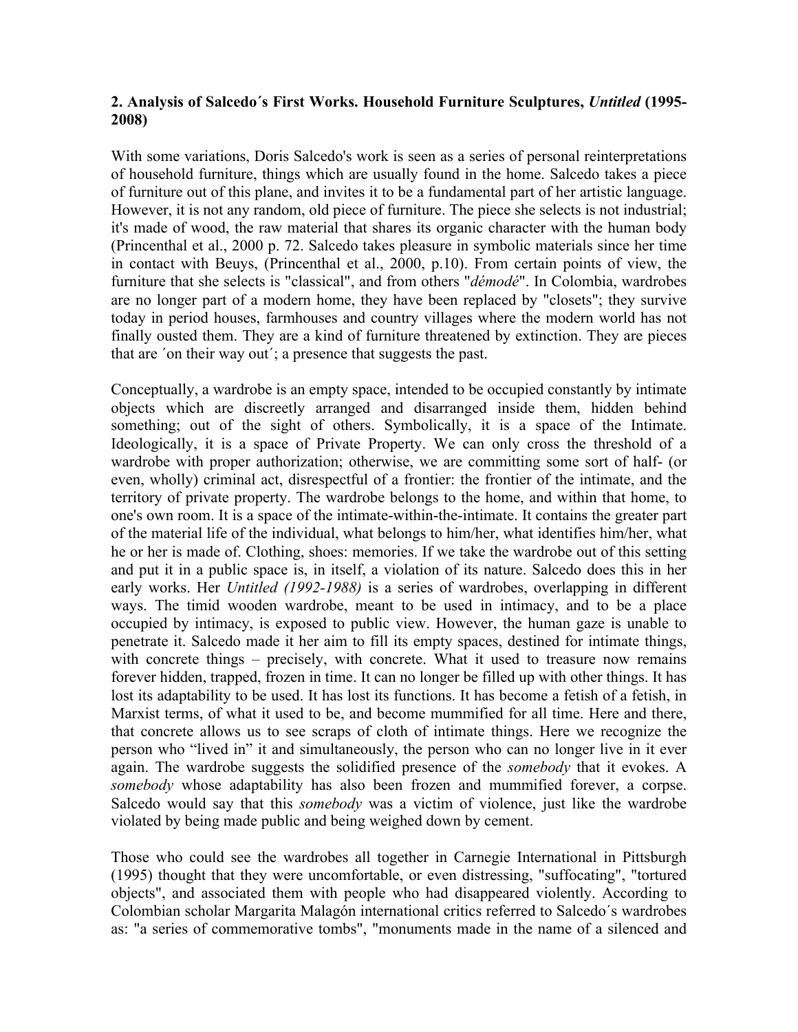**2. Analysis of Salcedo´s First Works. Household Furniture Sculptures, *Untitled* (1995-2008)**

With some variations, Doris Salcedo's work is seen as a series of personal reinterpretations of household furniture, things which are usually found in the home. Salcedo takes a piece of furniture out of this plane, and invites it to be a fundamental part of her artistic language. However, it is not any random, old piece of furniture. The piece she selects is not industrial; it's made of wood, the raw material that shares its organic character with the human body (Princenthal et al., 2000 p. 72. Salcedo takes pleasure in symbolic materials since her time in contact with Beuys, (Princenthal et al., 2000, p.10). From certain points of view, the furniture that she selects is "classical", and from others "*démodé*". In Colombia, wardrobes are no longer part of a modern home, they have been replaced by "closets"; they survive today in period houses, farmhouses and country villages where the modern world has not finally ousted them. They are a kind of furniture threatened by extinction. They are pieces that are ´on their way out´; a presence that suggests the past.

Conceptually, a wardrobe is an empty space, intended to be occupied constantly by intimate objects which are discreetly arranged and disarranged inside them, hidden behind something; out of the sight of others. Symbolically, it is a space of the Intimate. Ideologically, it is a space of Private Property. We can only cross the threshold of a wardrobe with proper authorization; otherwise, we are committing some sort of half- (or even, wholly) criminal act, disrespectful of a frontier: the frontier of the intimate, and the territory of private property. The wardrobe belongs to the home, and within that home, to one's own room. It is a space of the intimate-within-the-intimate. It contains the greater part of the material life of the individual, what belongs to him/her, what identifies him/her, what he or her is made of. Clothing, shoes: memories. If we take the wardrobe out of this setting and put it in a public space is, in itself, a violation of its nature. Salcedo does this in her early works. Her *Untitled (1992-1988)* is a series of wardrobes, overlapping in different ways. The timid wooden wardrobe, meant to be used in intimacy, and to be a place occupied by intimacy, is exposed to public view. However, the human gaze is unable to penetrate it. Salcedo made it her aim to fill its empty spaces, destined for intimate things, with concrete things – precisely, with concrete. What it used to treasure now remains forever hidden, trapped, frozen in time. It can no longer be filled up with other things. It has lost its adaptability to be used. It has lost its functions. It has become a fetish of a fetish, in Marxist terms, of what it used to be, and become mummified for all time. Here and there, that concrete allows us to see scraps of cloth of intimate things. Here we recognize the person who "lived in" it and simultaneously, the person who can no longer live in it ever again. The wardrobe suggests the solidified presence of the *somebody* that it evokes. A *somebody* whose adaptability has also been frozen and mummified forever, a corpse. Salcedo would say that this *somebody* was a victim of violence, just like the wardrobe violated by being made public and being weighed down by cement.

Those who could see the wardrobes all together in Carnegie International in Pittsburgh (1995) thought that they were uncomfortable, or even distressing, "suffocating", "tortured objects", and associated them with people who had disappeared violently. According to Colombian scholar Margarita Malagón international critics referred to Salcedo´s wardrobes as: "a series of commemorative tombs", "monuments made in the name of a silenced and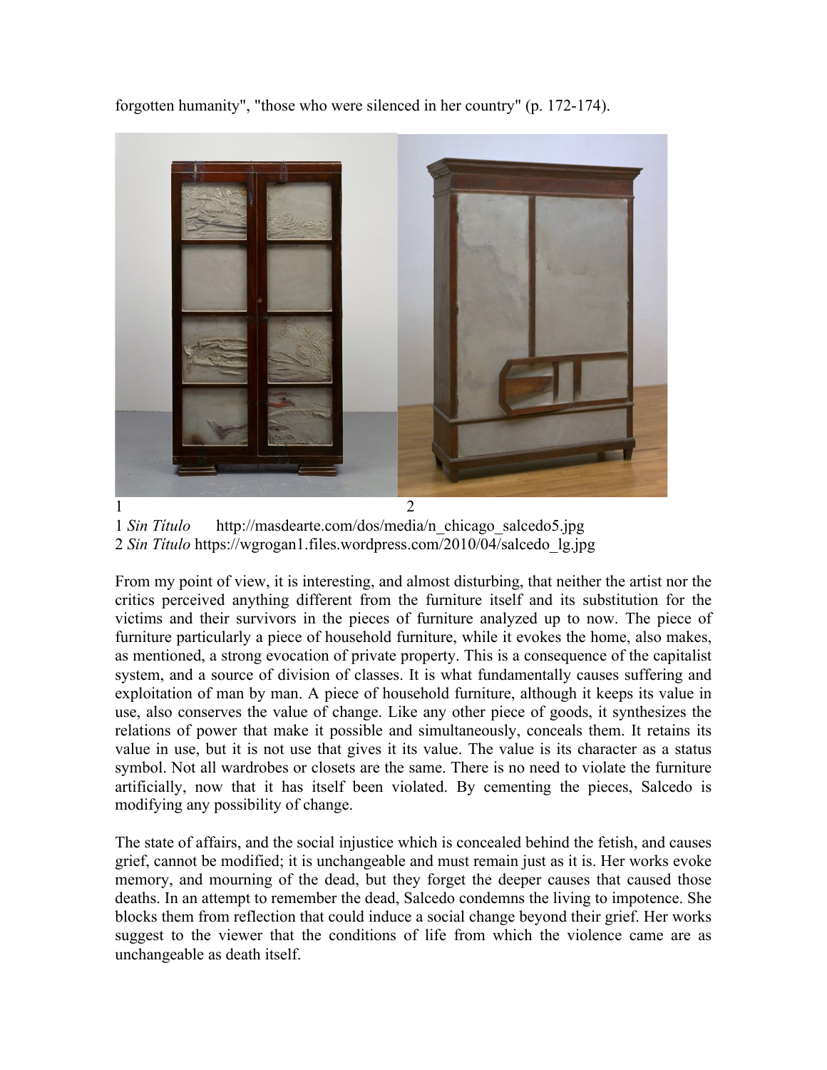forgotten humanity", "those who were silenced in her country" (p. 172-174).

1 2

1 *Sin Título* http://masdearte.com/dos/media/n_chicago_salcedo5.jpg
2 *Sin Título* https://wgrogan1.files.wordpress.com/2010/04/salcedo_lg.jpg

From my point of view, it is interesting, and almost disturbing, that neither the artist nor the critics perceived anything different from the furniture itself and its substitution for the victims and their survivors in the pieces of furniture analyzed up to now. The piece of furniture particularly a piece of household furniture, while it evokes the home, also makes, as mentioned, a strong evocation of private property. This is a consequence of the capitalist system, and a source of division of classes. It is what fundamentally causes suffering and exploitation of man by man. A piece of household furniture, although it keeps its value in use, also conserves the value of change. Like any other piece of goods, it synthesizes the relations of power that make it possible and simultaneously, conceals them. It retains its value in use, but it is not use that gives it its value. The value is its character as a status symbol. Not all wardrobes or closets are the same. There is no need to violate the furniture artificially, now that it has itself been violated. By cementing the pieces, Salcedo is modifying any possibility of change.

The state of affairs, and the social injustice which is concealed behind the fetish, and causes grief, cannot be modified; it is unchangeable and must remain just as it is. Her works evoke memory, and mourning of the dead, but they forget the deeper causes that caused those deaths. In an attempt to remember the dead, Salcedo condemns the living to impotence. She blocks them from reflection that could induce a social change beyond their grief. Her works suggest to the viewer that the conditions of life from which the violence came are as unchangeable as death itself.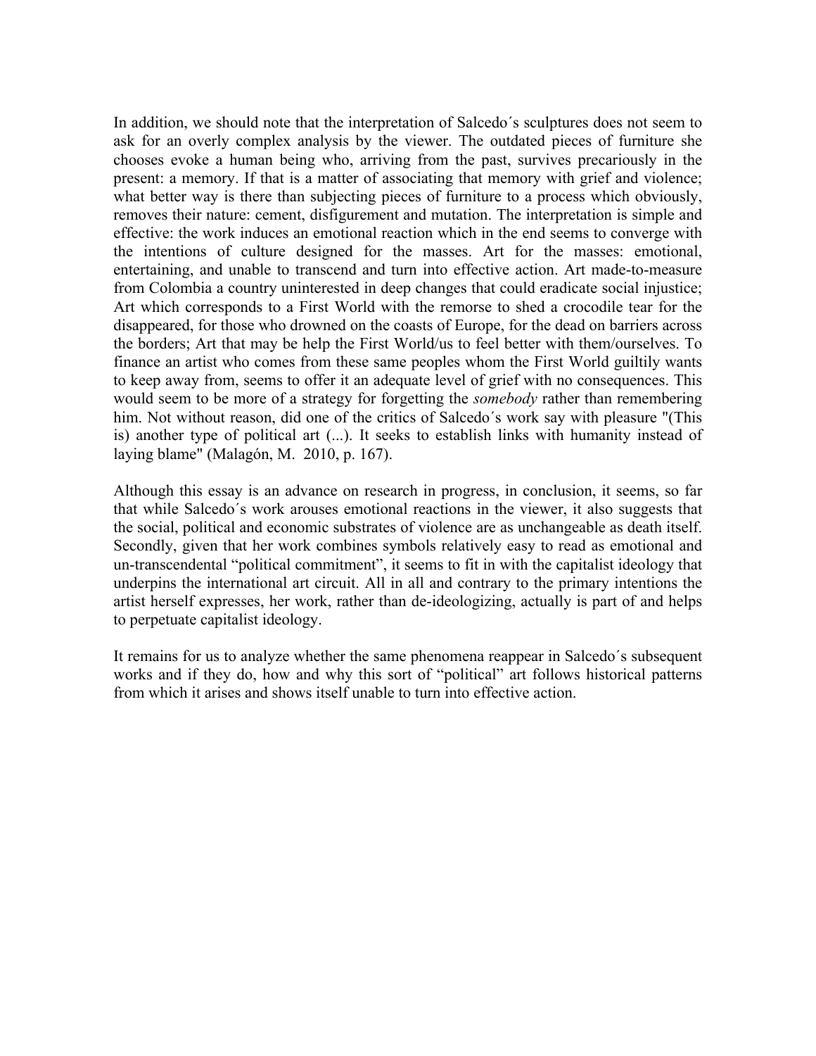In addition, we should note that the interpretation of Salcedo´s sculptures does not seem to ask for an overly complex analysis by the viewer. The outdated pieces of furniture she chooses evoke a human being who, arriving from the past, survives precariously in the present: a memory. If that is a matter of associating that memory with grief and violence; what better way is there than subjecting pieces of furniture to a process which obviously, removes their nature: cement, disfigurement and mutation. The interpretation is simple and effective: the work induces an emotional reaction which in the end seems to converge with the intentions of culture designed for the masses. Art for the masses: emotional, entertaining, and unable to transcend and turn into effective action. Art made-to-measure from Colombia a country uninterested in deep changes that could eradicate social injustice; Art which corresponds to a First World with the remorse to shed a crocodile tear for the disappeared, for those who drowned on the coasts of Europe, for the dead on barriers across the borders; Art that may be help the First World/us to feel better with them/ourselves. To finance an artist who comes from these same peoples whom the First World guiltily wants to keep away from, seems to offer it an adequate level of grief with no consequences. This would seem to be more of a strategy for forgetting the *somebody* rather than remembering him. Not without reason, did one of the critics of Salcedo´s work say with pleasure "(This is) another type of political art (...). It seeks to establish links with humanity instead of laying blame" (Malagón, M. 2010, p. 167).

Although this essay is an advance on research in progress, in conclusion, it seems, so far that while Salcedo´s work arouses emotional reactions in the viewer, it also suggests that the social, political and economic substrates of violence are as unchangeable as death itself. Secondly, given that her work combines symbols relatively easy to read as emotional and un-transcendental "political commitment", it seems to fit in with the capitalist ideology that underpins the international art circuit. All in all and contrary to the primary intentions the artist herself expresses, her work, rather than de-ideologizing, actually is part of and helps to perpetuate capitalist ideology.

It remains for us to analyze whether the same phenomena reappear in Salcedo´s subsequent works and if they do, how and why this sort of "political" art follows historical patterns from which it arises and shows itself unable to turn into effective action.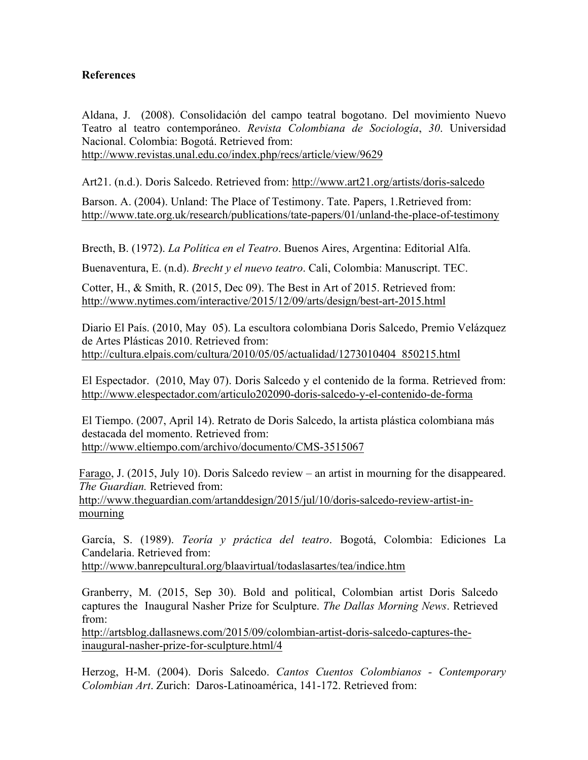**References**

Aldana, J. (2008). Consolidación del campo teatral bogotano. Del movimiento Nuevo Teatro al teatro contemporáneo. *Revista Colombiana de Sociología*, *30*. Universidad Nacional. Colombia: Bogotá. Retrieved from: http://www.revistas.unal.edu.co/index.php/recs/article/view/9629

Art21. (n.d.). Doris Salcedo. Retrieved from: http://www.art21.org/artists/doris-salcedo

Barson. A. (2004). Unland: The Place of Testimony. Tate. Papers, 1.Retrieved from: http://www.tate.org.uk/research/publications/tate-papers/01/unland-the-place-of-testimony

Brecth, B. (1972). *La Política en el Teatro*. Buenos Aires, Argentina: Editorial Alfa.

Buenaventura, E. (n.d). *Brecht y el nuevo teatro*. Cali, Colombia: Manuscript. TEC.

Cotter, H., & Smith, R. (2015, Dec 09). The Best in Art of 2015. Retrieved from: http://www.nytimes.com/interactive/2015/12/09/arts/design/best-art-2015.html

Diario El País. (2010, May 05). La escultora colombiana Doris Salcedo, Premio Velázquez de Artes Plásticas 2010. Retrieved from: http://cultura.elpais.com/cultura/2010/05/05/actualidad/1273010404_850215.html

El Espectador. (2010, May 07). Doris Salcedo y el contenido de la forma. Retrieved from: http://www.elespectador.com/articulo202090-doris-salcedo-y-el-contenido-de-forma

El Tiempo. (2007, April 14). Retrato de Doris Salcedo, la artista plástica colombiana más destacada del momento. Retrieved from: http://www.eltiempo.com/archivo/documento/CMS-3515067

Farago, J. (2015, July 10). Doris Salcedo review – an artist in mourning for the disappeared. *The Guardian.* Retrieved from: http://www.theguardian.com/artanddesign/2015/jul/10/doris-salcedo-review-artist-in-mourning

García, S. (1989). *Teoría y práctica del teatro*. Bogotá, Colombia: Ediciones La Candelaria. Retrieved from: http://www.banrepcultural.org/blaavirtual/todaslasartes/tea/indice.htm

Granberry, M. (2015, Sep 30). Bold and political, Colombian artist Doris Salcedo captures the Inaugural Nasher Prize for Sculpture. *The Dallas Morning News*. Retrieved from: http://artsblog.dallasnews.com/2015/09/colombian-artist-doris-salcedo-captures-the-inaugural-nasher-prize-for-sculpture.html/4

Herzog, H-M. (2004). Doris Salcedo. *Cantos Cuentos Colombianos - Contemporary Colombian Art*. Zurich: Daros-Latinoamérica, 141-172. Retrieved from: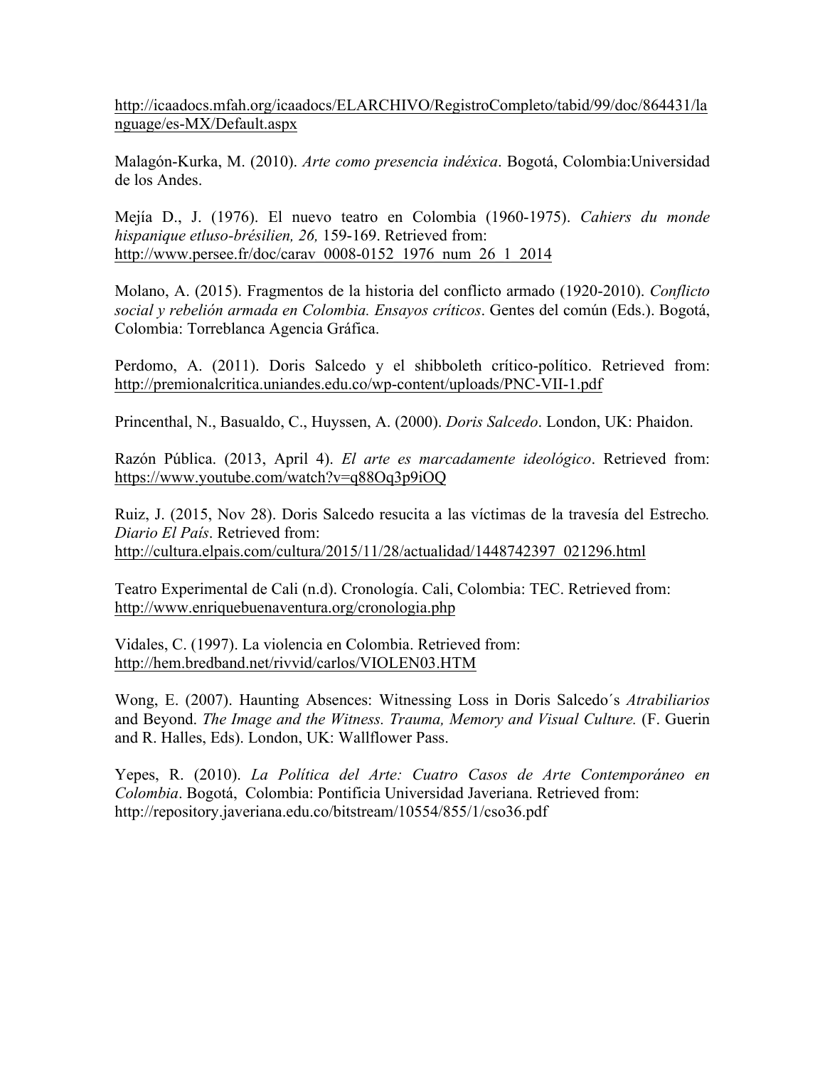http://icaadocs.mfah.org/icaadocs/ELARCHIVO/RegistroCompleto/tabid/99/doc/864431/language/es-MX/Default.aspx

Malagón-Kurka, M. (2010). *Arte como presencia indéxica*. Bogotá, Colombia:Universidad de los Andes.

Mejía D., J. (1976). El nuevo teatro en Colombia (1960-1975). *Cahiers du monde hispanique etluso-brésilien, 26,* 159-169. Retrieved from: http://www.persee.fr/doc/carav_0008-0152_1976_num_26_1_2014

Molano, A. (2015). Fragmentos de la historia del conflicto armado (1920-2010). *Conflicto social y rebelión armada en Colombia. Ensayos críticos*. Gentes del común (Eds.). Bogotá, Colombia: Torreblanca Agencia Gráfica.

Perdomo, A. (2011). Doris Salcedo y el shibboleth crítico-político. Retrieved from: http://premionalcritica.uniandes.edu.co/wp-content/uploads/PNC-VII-1.pdf

Princenthal, N., Basualdo, C., Huyssen, A. (2000). *Doris Salcedo*. London, UK: Phaidon.

Razón Pública. (2013, April 4). *El arte es marcadamente ideológico*. Retrieved from: https://www.youtube.com/watch?v=q88Oq3p9iOQ

Ruiz, J. (2015, Nov 28). Doris Salcedo resucita a las víctimas de la travesía del Estrecho*. Diario El País*. Retrieved from: http://cultura.elpais.com/cultura/2015/11/28/actualidad/1448742397_021296.html

Teatro Experimental de Cali (n.d). Cronología. Cali, Colombia: TEC. Retrieved from: http://www.enriquebuenaventura.org/cronologia.php

Vidales, C. (1997). La violencia en Colombia. Retrieved from: http://hem.bredband.net/rivvid/carlos/VIOLEN03.HTM

Wong, E. (2007). Haunting Absences: Witnessing Loss in Doris Salcedo´s *Atrabiliarios* and Beyond. *The Image and the Witness. Trauma, Memory and Visual Culture.* (F. Guerin and R. Halles, Eds). London, UK: Wallflower Pass.

Yepes, R. (2010). *La Política del Arte: Cuatro Casos de Arte Contemporáneo en Colombia*. Bogotá, Colombia: Pontificia Universidad Javeriana. Retrieved from: http://repository.javeriana.edu.co/bitstream/10554/855/1/cso36.pdf